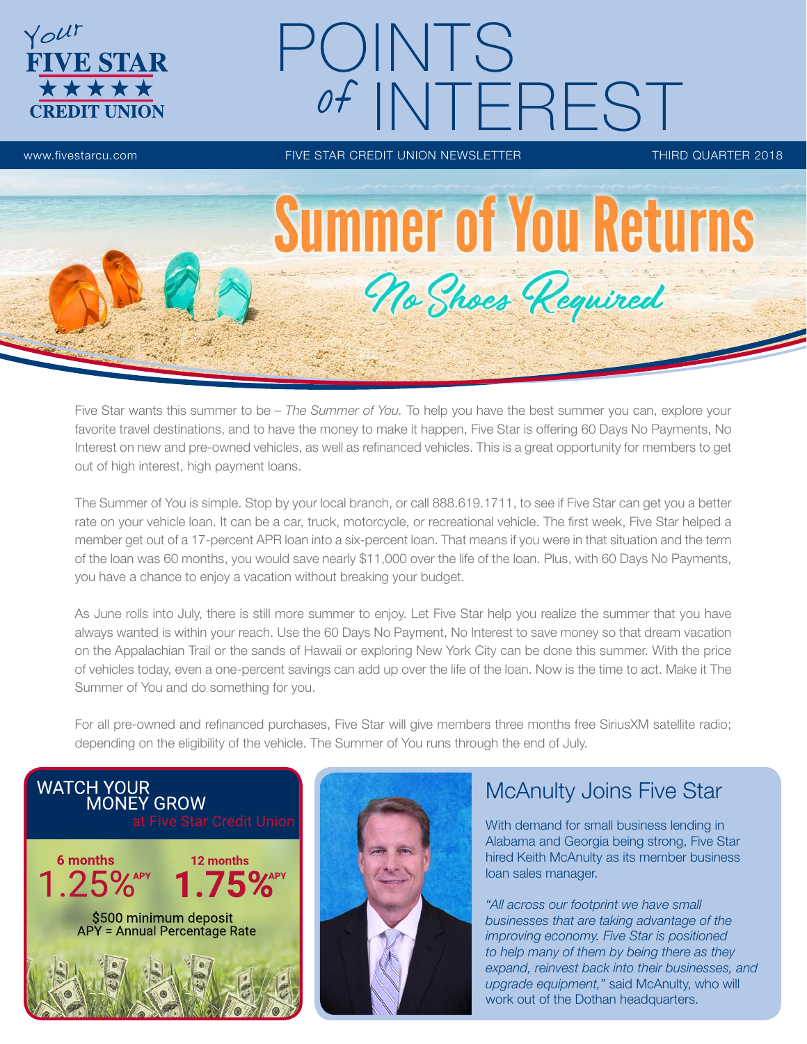Your FIVE STAR ★★★★★ CREDIT UNION

# POINTS of INTEREST

www.fivestarcu.com FIVE STAR CREDIT UNION NEWSLETTER THIRD QUARTER 2018

## Summer of You Returns

*No Shoes Required*

Five Star wants this summer to be – *The Summer of You.* To help you have the best summer you can, explore your favorite travel destinations, and to have the money to make it happen, Five Star is offering 60 Days No Payments, No Interest on new and pre-owned vehicles, as well as refinanced vehicles. This is a great opportunity for members to get out of high interest, high payment loans.

The Summer of You is simple. Stop by your local branch, or call 888.619.1711, to see if Five Star can get you a better rate on your vehicle loan. It can be a car, truck, motorcycle, or recreational vehicle. The first week, Five Star helped a member get out of a 17-percent APR loan into a six-percent loan. That means if you were in that situation and the term of the loan was 60 months, you would save nearly $11,000 over the life of the loan. Plus, with 60 Days No Payments, you have a chance to enjoy a vacation without breaking your budget.

As June rolls into July, there is still more summer to enjoy. Let Five Star help you realize the summer that you have always wanted is within your reach. Use the 60 Days No Payment, No Interest to save money so that dream vacation on the Appalachian Trail or the sands of Hawaii or exploring New York City can be done this summer. With the price of vehicles today, even a one-percent savings can add up over the life of the loan. Now is the time to act. Make it The Summer of You and do something for you.

For all pre-owned and refinanced purchases, Five Star will give members three months free SiriusXM satellite radio; depending on the eligibility of the vehicle. The Summer of You runs through the end of July.

### WATCH YOUR MONEY GROW at Five Star Credit Union

**6 months** 1.25% APY

**12 months** 1.75% APY

$500 minimum deposit
APY = Annual Percentage Rate

## McAnulty Joins Five Star

With demand for small business lending in Alabama and Georgia being strong, Five Star hired Keith McAnulty as its member business loan sales manager.

*"All across our footprint we have small businesses that are taking advantage of the improving economy. Five Star is positioned to help many of them by being there as they expand, reinvest back into their businesses, and upgrade equipment,"* said McAnulty, who will work out of the Dothan headquarters.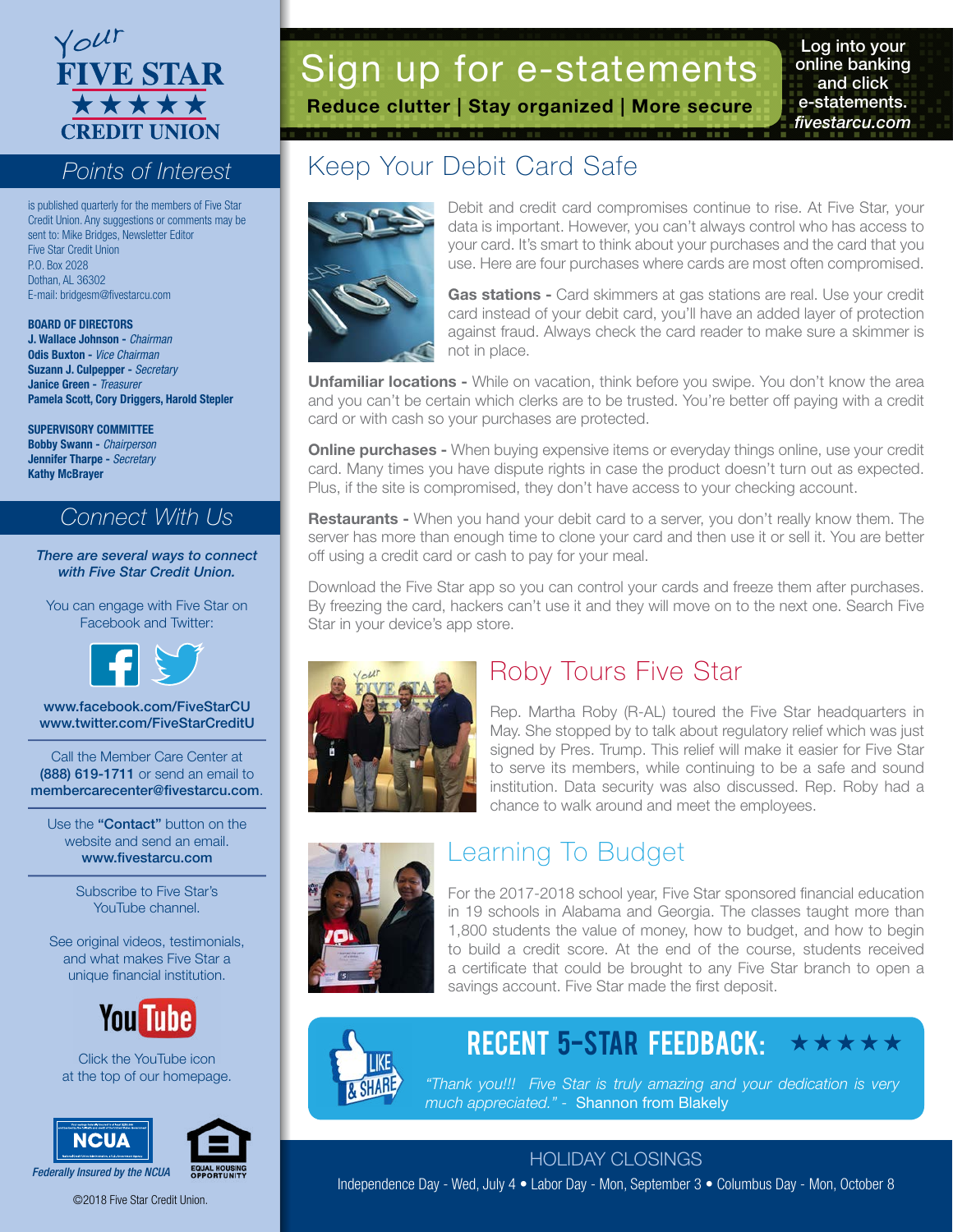# Your FIVE STAR CREDIT UNION

## Points of Interest

is published quarterly for the members of Five Star Credit Union. Any suggestions or comments may be sent to: Mike Bridges, Newsletter Editor
Five Star Credit Union
P.O. Box 2028
Dothan, AL 36302
E-mail: bridgesm@fivestarcu.com

**BOARD OF DIRECTORS**
**J. Wallace Johnson** - *Chairman*
**Odis Buxton** - *Vice Chairman*
**Suzann J. Culpepper** - *Secretary*
**Janice Green** - *Treasurer*
**Pamela Scott, Cory Driggers, Harold Stepler**

**SUPERVISORY COMMITTEE**
**Bobby Swann** - *Chairperson*
**Jennifer Tharpe** - *Secretary*
**Kathy McBrayer**

## Connect With Us

***There are several ways to connect with Five Star Credit Union.***

You can engage with Five Star on Facebook and Twitter:

**www.facebook.com/FiveStarCU**
**www.twitter.com/FiveStarCreditU**

Call the Member Care Center at **(888) 619-1711** or send an email to **membercarecenter@fivestarcu.com**.

Use the **"Contact"** button on the website and send an email.
**www.fivestarcu.com**

Subscribe to Five Star's YouTube channel.

See original videos, testimonials, and what makes Five Star a unique financial institution.

Click the YouTube icon at the top of our homepage.

*Federally Insured by the NCUA*

©2018 Five Star Credit Union.

## Sign up for e-statements

**Reduce clutter | Stay organized | More secure**

Log into your online banking and click e-statements.
*fivestarcu.com*

## Keep Your Debit Card Safe

Debit and credit card compromises continue to rise. At Five Star, your data is important. However, you can't always control who has access to your card. It's smart to think about your purchases and the card that you use. Here are four purchases where cards are most often compromised.

**Gas stations -** Card skimmers at gas stations are real. Use your credit card instead of your debit card, you'll have an added layer of protection against fraud. Always check the card reader to make sure a skimmer is not in place.

**Unfamiliar locations -** While on vacation, think before you swipe. You don't know the area and you can't be certain which clerks are to be trusted. You're better off paying with a credit card or with cash so your purchases are protected.

**Online purchases -** When buying expensive items or everyday things online, use your credit card. Many times you have dispute rights in case the product doesn't turn out as expected. Plus, if the site is compromised, they don't have access to your checking account.

**Restaurants -** When you hand your debit card to a server, you don't really know them. The server has more than enough time to clone your card and then use it or sell it. You are better off using a credit card or cash to pay for your meal.

Download the Five Star app so you can control your cards and freeze them after purchases. By freezing the card, hackers can't use it and they will move on to the next one. Search Five Star in your device's app store.

## Roby Tours Five Star

Rep. Martha Roby (R-AL) toured the Five Star headquarters in May. She stopped by to talk about regulatory relief which was just signed by Pres. Trump. This relief will make it easier for Five Star to serve its members, while continuing to be a safe and sound institution. Data security was also discussed. Rep. Roby had a chance to walk around and meet the employees.

## Learning To Budget

For the 2017-2018 school year, Five Star sponsored financial education in 19 schools in Alabama and Georgia. The classes taught more than 1,800 students the value of money, how to budget, and how to begin to build a credit score. At the end of the course, students received a certificate that could be brought to any Five Star branch to open a savings account. Five Star made the first deposit.

## RECENT 5-STAR FEEDBACK: ★★★★★

*"Thank you!!! Five Star is truly amazing and your dedication is very much appreciated." -* Shannon from Blakely

## HOLIDAY CLOSINGS

Independence Day - Wed, July 4 • Labor Day - Mon, September 3 • Columbus Day - Mon, October 8